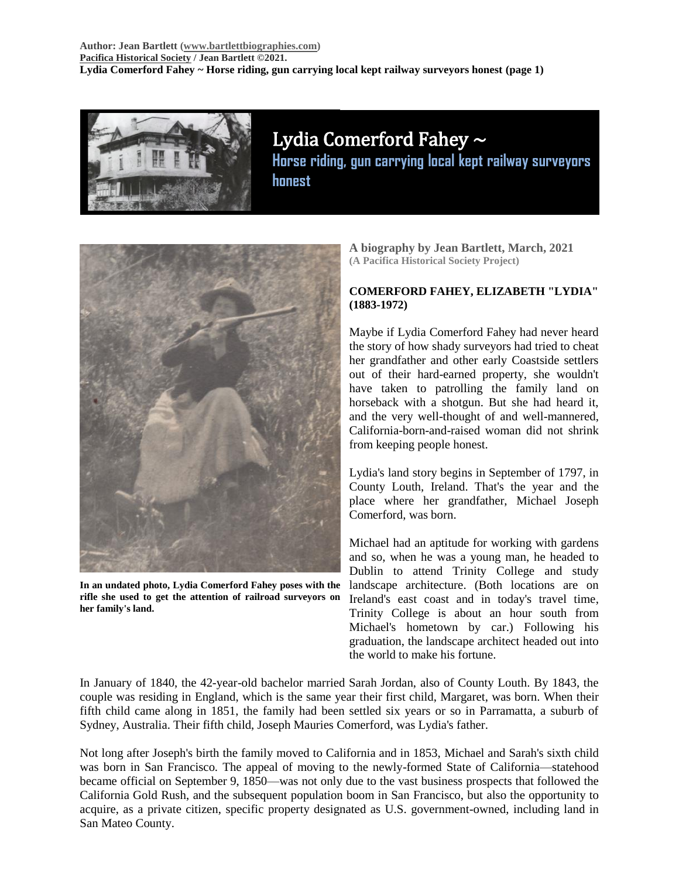# Lydia Comerford Fahey ~

## Horse riding, gun carrying local kept railway surveyors honest

In an undated photo, Lydia Comerford Fahey poses with the rifle she used to get the attention of railroad surveyors on her family's land.

**A biography by Jean Bartlett, March, 2021**
**(A Pacifica Historical Society Project)**

**COMERFORD FAHEY, ELIZABETH "LYDIA" (1883-1972)**

Maybe if Lydia Comerford Fahey had never heard the story of how shady surveyors had tried to cheat her grandfather and other early Coastside settlers out of their hard-earned property, she wouldn't have taken to patrolling the family land on horseback with a shotgun. But she had heard it, and the very well-thought of and well-mannered, California-born-and-raised woman did not shrink from keeping people honest.

Lydia's land story begins in September of 1797, in County Louth, Ireland. That's the year and the place where her grandfather, Michael Joseph Comerford, was born.

Michael had an aptitude for working with gardens and so, when he was a young man, he headed to Dublin to attend Trinity College and study landscape architecture. (Both locations are on Ireland's east coast and in today's travel time, Trinity College is about an hour south from Michael's hometown by car.) Following his graduation, the landscape architect headed out into the world to make his fortune.

In January of 1840, the 42-year-old bachelor married Sarah Jordan, also of County Louth. By 1843, the couple was residing in England, which is the same year their first child, Margaret, was born. When their fifth child came along in 1851, the family had been settled six years or so in Parramatta, a suburb of Sydney, Australia. Their fifth child, Joseph Mauries Comerford, was Lydia's father.

Not long after Joseph's birth the family moved to California and in 1853, Michael and Sarah's sixth child was born in San Francisco. The appeal of moving to the newly-formed State of California—statehood became official on September 9, 1850—was not only due to the vast business prospects that followed the California Gold Rush, and the subsequent population boom in San Francisco, but also the opportunity to acquire, as a private citizen, specific property designated as U.S. government-owned, including land in San Mateo County.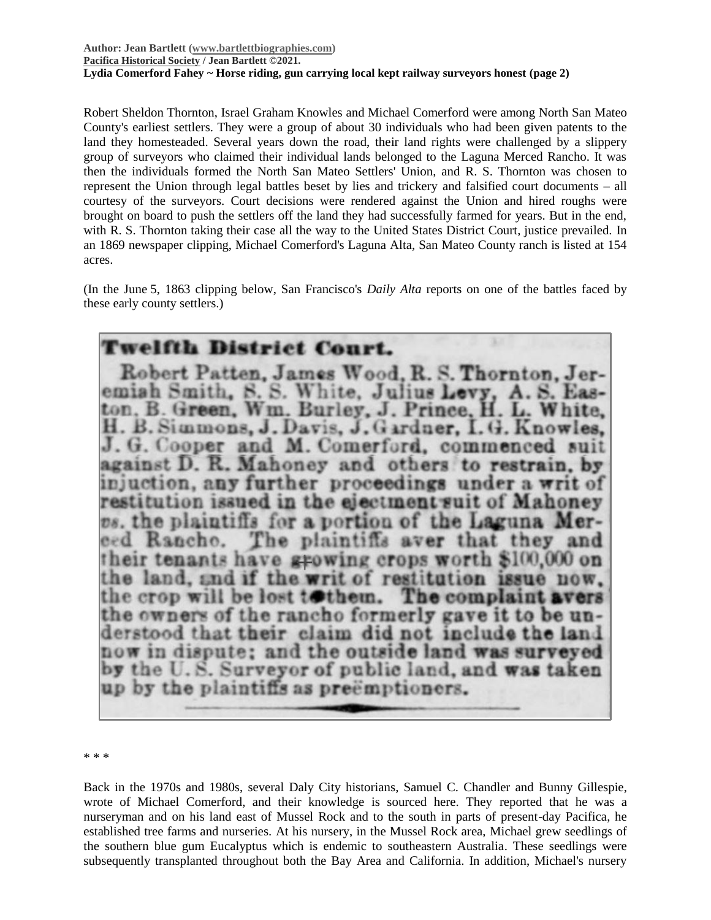Robert Sheldon Thornton, Israel Graham Knowles and Michael Comerford were among North San Mateo County's earliest settlers. They were a group of about 30 individuals who had been given patents to the land they homesteaded. Several years down the road, their land rights were challenged by a slippery group of surveyors who claimed their individual lands belonged to the Laguna Merced Rancho. It was then the individuals formed the North San Mateo Settlers' Union, and R. S. Thornton was chosen to represent the Union through legal battles beset by lies and trickery and falsified court documents – all courtesy of the surveyors. Court decisions were rendered against the Union and hired roughs were brought on board to push the settlers off the land they had successfully farmed for years. But in the end, with R. S. Thornton taking their case all the way to the United States District Court, justice prevailed. In an 1869 newspaper clipping, Michael Comerford's Laguna Alta, San Mateo County ranch is listed at 154 acres.

(In the June 5, 1863 clipping below, San Francisco's *Daily Alta* reports on one of the battles faced by these early county settlers.)

**Twelfth District Court.**

Robert Patten, James Wood, R. S. Thornton, Jeremiah Smith, S. S. White, Julius Levy, A. S. Easton, B. Green, Wm. Burley, J. Prince, H. L. White, H. B. Simmons, J. Davis, J. Gardner, I. G. Knowles, J. G. Cooper and M. Comerford, commenced suit against D. R. Mahoney and others to restrain, by injuction, any further proceedings under a writ of restitution issued in the ejectment suit of Mahoney *vs.* the plaintiffs for a portion of the Laguna Merced Rancho. The plaintiffs aver that they and their tenants have growing crops worth $100,000 on the land, and if the writ of restitution issue now, the crop will be lost to them. The complaint avers the owners of the rancho formerly gave it to be understood that their claim did not include the land now in dispute; and the outside land was surveyed by the U. S. Surveyor of public land, and was taken up by the plaintiffs as preëmptioners.

\* \* \*

Back in the 1970s and 1980s, several Daly City historians, Samuel C. Chandler and Bunny Gillespie, wrote of Michael Comerford, and their knowledge is sourced here. They reported that he was a nurseryman and on his land east of Mussel Rock and to the south in parts of present-day Pacifica, he established tree farms and nurseries. At his nursery, in the Mussel Rock area, Michael grew seedlings of the southern blue gum Eucalyptus which is endemic to southeastern Australia. These seedlings were subsequently transplanted throughout both the Bay Area and California. In addition, Michael's nursery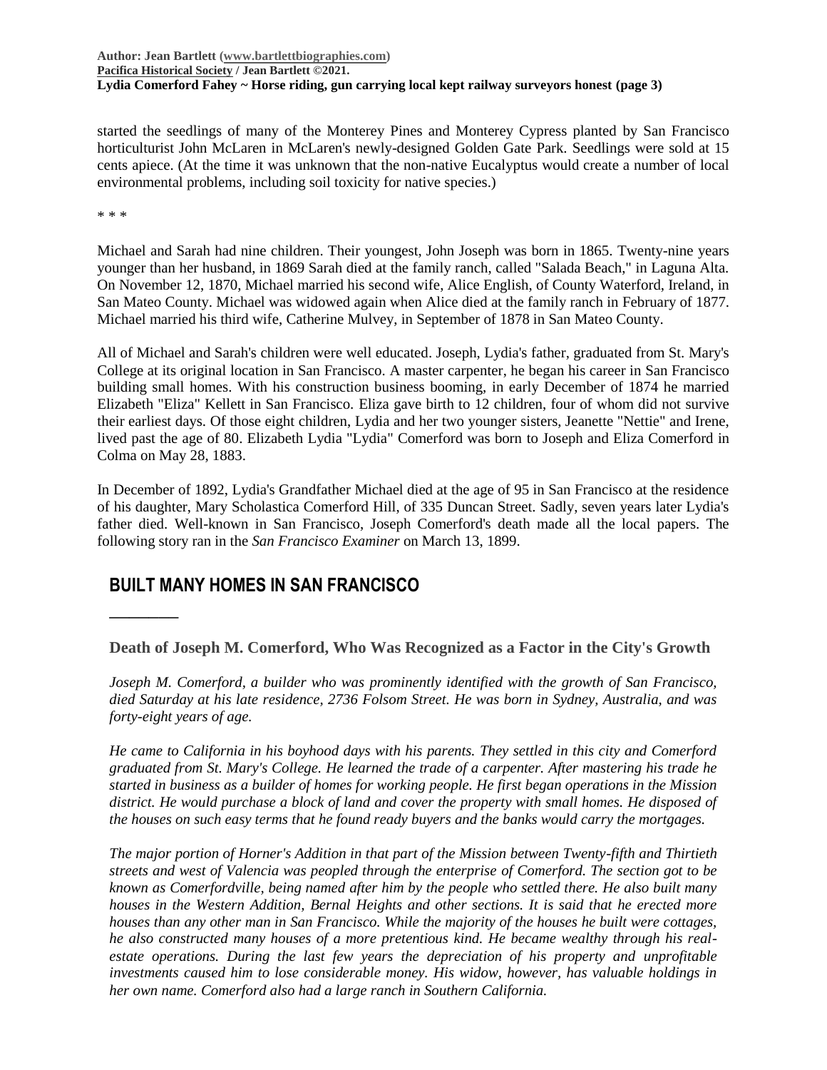started the seedlings of many of the Monterey Pines and Monterey Cypress planted by San Francisco horticulturist John McLaren in McLaren's newly-designed Golden Gate Park. Seedlings were sold at 15 cents apiece. (At the time it was unknown that the non-native Eucalyptus would create a number of local environmental problems, including soil toxicity for native species.)

\* \* \*

Michael and Sarah had nine children. Their youngest, John Joseph was born in 1865. Twenty-nine years younger than her husband, in 1869 Sarah died at the family ranch, called "Salada Beach," in Laguna Alta. On November 12, 1870, Michael married his second wife, Alice English, of County Waterford, Ireland, in San Mateo County. Michael was widowed again when Alice died at the family ranch in February of 1877. Michael married his third wife, Catherine Mulvey, in September of 1878 in San Mateo County.

All of Michael and Sarah's children were well educated. Joseph, Lydia's father, graduated from St. Mary's College at its original location in San Francisco. A master carpenter, he began his career in San Francisco building small homes. With his construction business booming, in early December of 1874 he married Elizabeth "Eliza" Kellett in San Francisco. Eliza gave birth to 12 children, four of whom did not survive their earliest days. Of those eight children, Lydia and her two younger sisters, Jeanette "Nettie" and Irene, lived past the age of 80. Elizabeth Lydia "Lydia" Comerford was born to Joseph and Eliza Comerford in Colma on May 28, 1883.

In December of 1892, Lydia's Grandfather Michael died at the age of 95 in San Francisco at the residence of his daughter, Mary Scholastica Comerford Hill, of 335 Duncan Street. Sadly, seven years later Lydia's father died. Well-known in San Francisco, Joseph Comerford's death made all the local papers. The following story ran in the *San Francisco Examiner* on March 13, 1899.

## BUILT MANY HOMES IN SAN FRANCISCO

---

### Death of Joseph M. Comerford, Who Was Recognized as a Factor in the City's Growth

*Joseph M. Comerford, a builder who was prominently identified with the growth of San Francisco, died Saturday at his late residence, 2736 Folsom Street. He was born in Sydney, Australia, and was forty-eight years of age.*

*He came to California in his boyhood days with his parents. They settled in this city and Comerford graduated from St. Mary's College. He learned the trade of a carpenter. After mastering his trade he started in business as a builder of homes for working people. He first began operations in the Mission district. He would purchase a block of land and cover the property with small homes. He disposed of the houses on such easy terms that he found ready buyers and the banks would carry the mortgages.*

*The major portion of Horner's Addition in that part of the Mission between Twenty-fifth and Thirtieth streets and west of Valencia was peopled through the enterprise of Comerford. The section got to be known as Comerfordville, being named after him by the people who settled there. He also built many houses in the Western Addition, Bernal Heights and other sections. It is said that he erected more houses than any other man in San Francisco. While the majority of the houses he built were cottages, he also constructed many houses of a more pretentious kind. He became wealthy through his real-estate operations. During the last few years the depreciation of his property and unprofitable investments caused him to lose considerable money. His widow, however, has valuable holdings in her own name. Comerford also had a large ranch in Southern California.*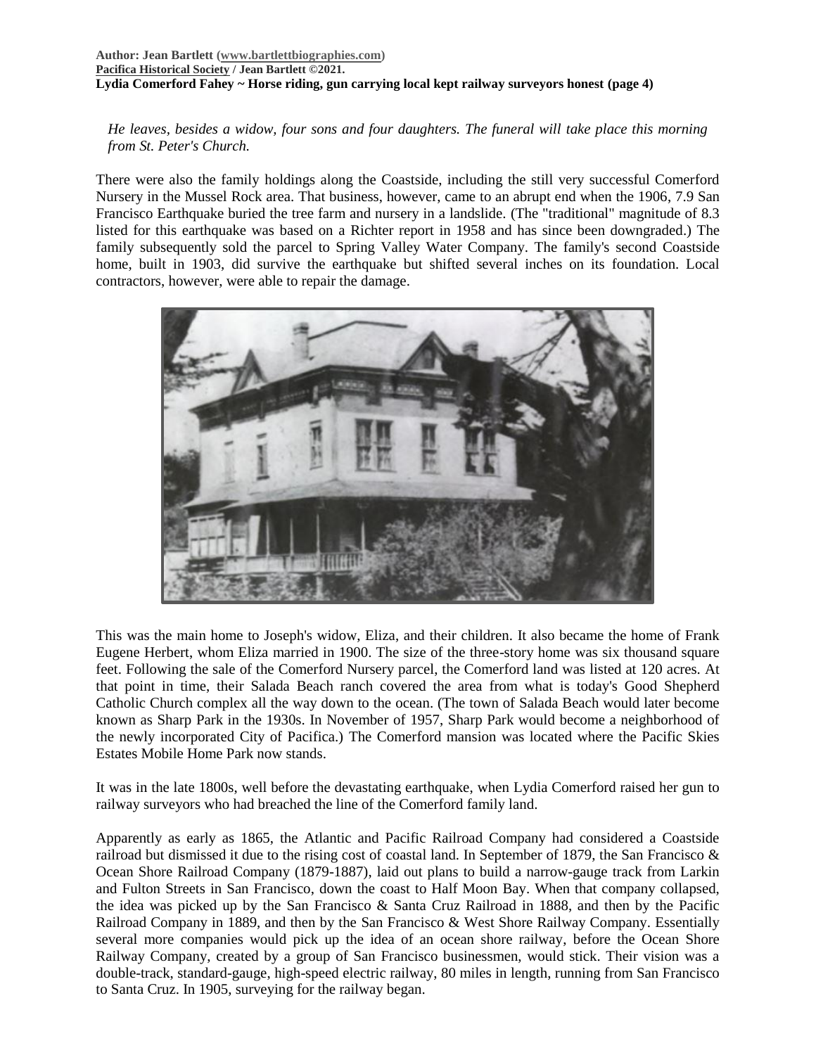*He leaves, besides a widow, four sons and four daughters. The funeral will take place this morning from St. Peter's Church.*

There were also the family holdings along the Coastside, including the still very successful Comerford Nursery in the Mussel Rock area. That business, however, came to an abrupt end when the 1906, 7.9 San Francisco Earthquake buried the tree farm and nursery in a landslide. (The "traditional" magnitude of 8.3 listed for this earthquake was based on a Richter report in 1958 and has since been downgraded.) The family subsequently sold the parcel to Spring Valley Water Company. The family's second Coastside home, built in 1903, did survive the earthquake but shifted several inches on its foundation. Local contractors, however, were able to repair the damage.

This was the main home to Joseph's widow, Eliza, and their children. It also became the home of Frank Eugene Herbert, whom Eliza married in 1900. The size of the three-story home was six thousand square feet. Following the sale of the Comerford Nursery parcel, the Comerford land was listed at 120 acres. At that point in time, their Salada Beach ranch covered the area from what is today's Good Shepherd Catholic Church complex all the way down to the ocean. (The town of Salada Beach would later become known as Sharp Park in the 1930s. In November of 1957, Sharp Park would become a neighborhood of the newly incorporated City of Pacifica.) The Comerford mansion was located where the Pacific Skies Estates Mobile Home Park now stands.

It was in the late 1800s, well before the devastating earthquake, when Lydia Comerford raised her gun to railway surveyors who had breached the line of the Comerford family land.

Apparently as early as 1865, the Atlantic and Pacific Railroad Company had considered a Coastside railroad but dismissed it due to the rising cost of coastal land. In September of 1879, the San Francisco & Ocean Shore Railroad Company (1879-1887), laid out plans to build a narrow-gauge track from Larkin and Fulton Streets in San Francisco, down the coast to Half Moon Bay. When that company collapsed, the idea was picked up by the San Francisco & Santa Cruz Railroad in 1888, and then by the Pacific Railroad Company in 1889, and then by the San Francisco & West Shore Railway Company. Essentially several more companies would pick up the idea of an ocean shore railway, before the Ocean Shore Railway Company, created by a group of San Francisco businessmen, would stick. Their vision was a double-track, standard-gauge, high-speed electric railway, 80 miles in length, running from San Francisco to Santa Cruz. In 1905, surveying for the railway began.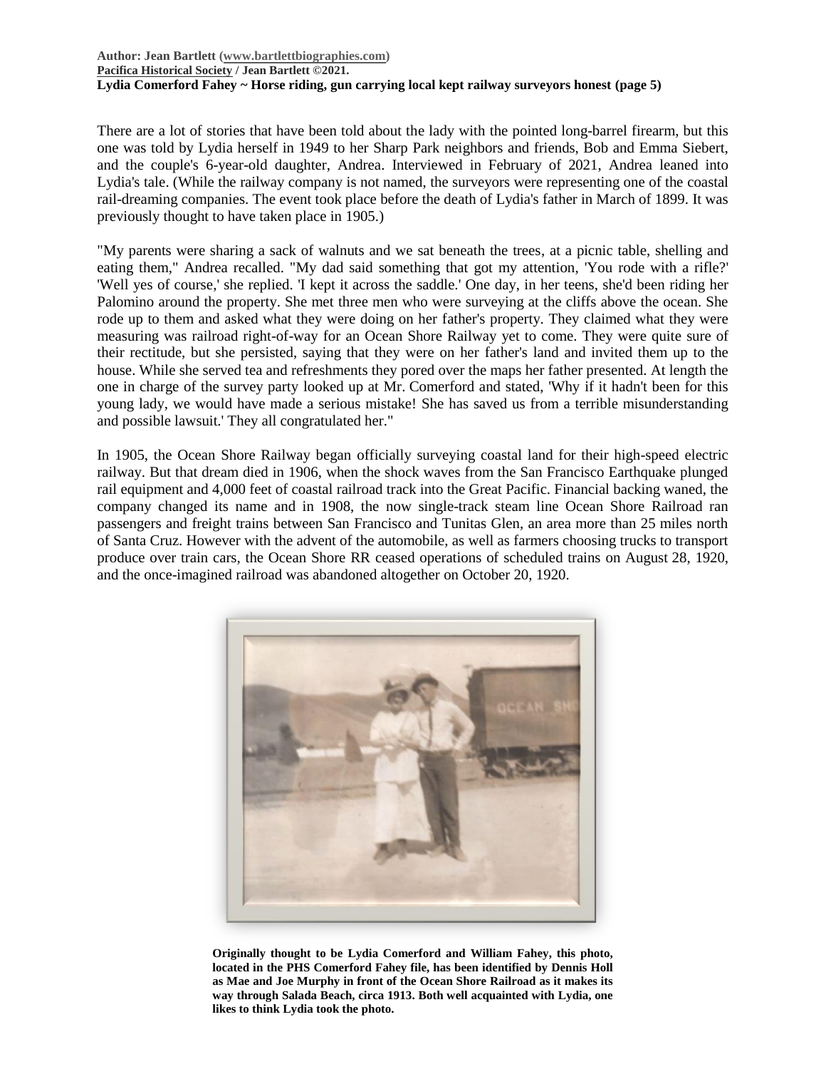There are a lot of stories that have been told about the lady with the pointed long-barrel firearm, but this one was told by Lydia herself in 1949 to her Sharp Park neighbors and friends, Bob and Emma Siebert, and the couple's 6-year-old daughter, Andrea. Interviewed in February of 2021, Andrea leaned into Lydia's tale. (While the railway company is not named, the surveyors were representing one of the coastal rail-dreaming companies. The event took place before the death of Lydia's father in March of 1899. It was previously thought to have taken place in 1905.)

"My parents were sharing a sack of walnuts and we sat beneath the trees, at a picnic table, shelling and eating them," Andrea recalled. "My dad said something that got my attention, 'You rode with a rifle?' 'Well yes of course,' she replied. 'I kept it across the saddle.' One day, in her teens, she'd been riding her Palomino around the property. She met three men who were surveying at the cliffs above the ocean. She rode up to them and asked what they were doing on her father's property. They claimed what they were measuring was railroad right-of-way for an Ocean Shore Railway yet to come. They were quite sure of their rectitude, but she persisted, saying that they were on her father's land and invited them up to the house. While she served tea and refreshments they pored over the maps her father presented. At length the one in charge of the survey party looked up at Mr. Comerford and stated, 'Why if it hadn't been for this young lady, we would have made a serious mistake! She has saved us from a terrible misunderstanding and possible lawsuit.' They all congratulated her."

In 1905, the Ocean Shore Railway began officially surveying coastal land for their high-speed electric railway. But that dream died in 1906, when the shock waves from the San Francisco Earthquake plunged rail equipment and 4,000 feet of coastal railroad track into the Great Pacific. Financial backing waned, the company changed its name and in 1908, the now single-track steam line Ocean Shore Railroad ran passengers and freight trains between San Francisco and Tunitas Glen, an area more than 25 miles north of Santa Cruz. However with the advent of the automobile, as well as farmers choosing trucks to transport produce over train cars, the Ocean Shore RR ceased operations of scheduled trains on August 28, 1920, and the once-imagined railroad was abandoned altogether on October 20, 1920.

**Originally thought to be Lydia Comerford and William Fahey, this photo, located in the PHS Comerford Fahey file, has been identified by Dennis Holl as Mae and Joe Murphy in front of the Ocean Shore Railroad as it makes its way through Salada Beach, circa 1913. Both well acquainted with Lydia, one likes to think Lydia took the photo.**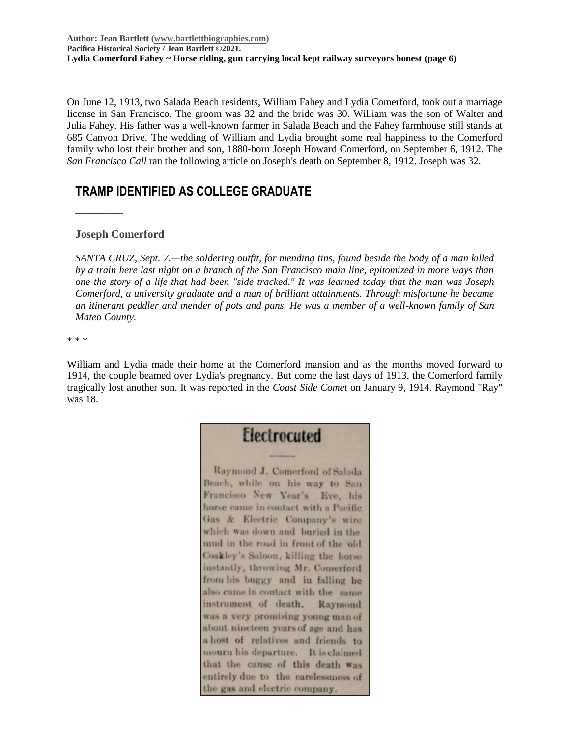On June 12, 1913, two Salada Beach residents, William Fahey and Lydia Comerford, took out a marriage license in San Francisco. The groom was 32 and the bride was 30. William was the son of Walter and Julia Fahey. His father was a well-known farmer in Salada Beach and the Fahey farmhouse still stands at 685 Canyon Drive. The wedding of William and Lydia brought some real happiness to the Comerford family who lost their brother and son, 1880-born Joseph Howard Comerford, on September 6, 1912. The *San Francisco Call* ran the following article on Joseph's death on September 8, 1912. Joseph was 32.

## TRAMP IDENTIFIED AS COLLEGE GRADUATE

### Joseph Comerford

*SANTA CRUZ, Sept. 7.—the soldering outfit, for mending tins, found beside the body of a man killed by a train here last night on a branch of the San Francisco main line, epitomized in more ways than one the story of a life that had been "side tracked." It was learned today that the man was Joseph Comerford, a university graduate and a man of brilliant attainments. Through misfortune he became an itinerant peddler and mender of pots and pans. He was a member of a well-known family of San Mateo County.*

* * *

William and Lydia made their home at the Comerford mansion and as the months moved forward to 1914, the couple beamed over Lydia's pregnancy. But come the last days of 1913, the Comerford family tragically lost another son. It was reported in the *Coast Side Comet* on January 9, 1914. Raymond "Ray" was 18.

## Electrocuted

Raymond J. Comerford of Salada Beach, while on his way to San Francisco New Year's Eve, his horse came in contact with a Pacific Gas & Electric Company's wire which was down and buried in the mud in the road in front of the old Coakley's Saloon, killing the horse instantly, throwing Mr. Comerford from his buggy and in falling he also came in contact with the same instrument of death. Raymond was a very promising young man of about nineteen years of age and has a host of relatives and friends to mourn his departure. It is claimed that the cause of this death was entirely due to the carelessness of the gas and electric company.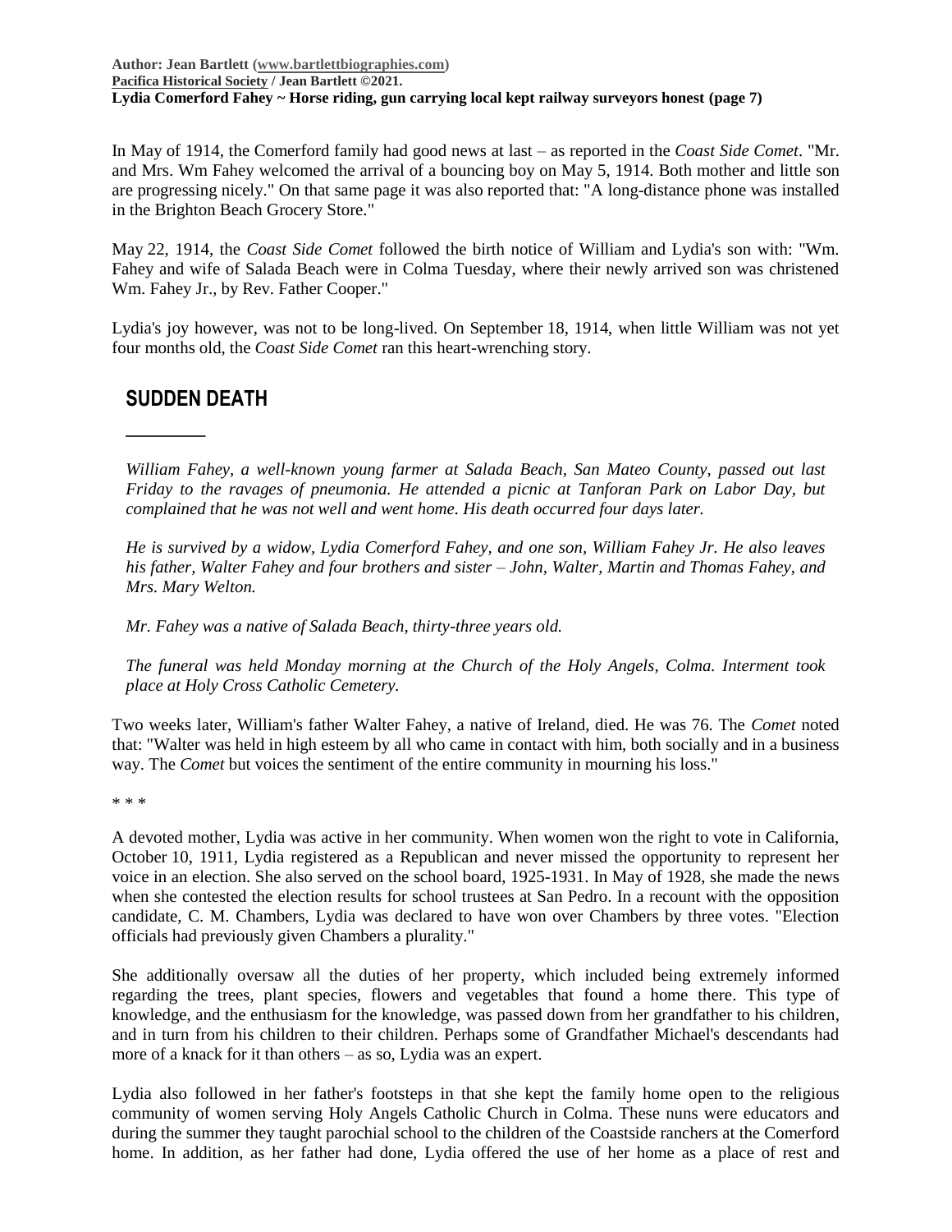In May of 1914, the Comerford family had good news at last – as reported in the *Coast Side Comet*. "Mr. and Mrs. Wm Fahey welcomed the arrival of a bouncing boy on May 5, 1914. Both mother and little son are progressing nicely." On that same page it was also reported that: "A long-distance phone was installed in the Brighton Beach Grocery Store."

May 22, 1914, the *Coast Side Comet* followed the birth notice of William and Lydia's son with: "Wm. Fahey and wife of Salada Beach were in Colma Tuesday, where their newly arrived son was christened Wm. Fahey Jr., by Rev. Father Cooper."

Lydia's joy however, was not to be long-lived. On September 18, 1914, when little William was not yet four months old, the *Coast Side Comet* ran this heart-wrenching story.

## SUDDEN DEATH

> *William Fahey, a well-known young farmer at Salada Beach, San Mateo County, passed out last Friday to the ravages of pneumonia. He attended a picnic at Tanforan Park on Labor Day, but complained that he was not well and went home. His death occurred four days later.*
>
> *He is survived by a widow, Lydia Comerford Fahey, and one son, William Fahey Jr. He also leaves his father, Walter Fahey and four brothers and sister – John, Walter, Martin and Thomas Fahey, and Mrs. Mary Welton.*
>
> *Mr. Fahey was a native of Salada Beach, thirty-three years old.*
>
> *The funeral was held Monday morning at the Church of the Holy Angels, Colma. Interment took place at Holy Cross Catholic Cemetery.*

Two weeks later, William's father Walter Fahey, a native of Ireland, died. He was 76. The *Comet* noted that: "Walter was held in high esteem by all who came in contact with him, both socially and in a business way. The *Comet* but voices the sentiment of the entire community in mourning his loss."

\* \* \*

A devoted mother, Lydia was active in her community. When women won the right to vote in California, October 10, 1911, Lydia registered as a Republican and never missed the opportunity to represent her voice in an election. She also served on the school board, 1925-1931. In May of 1928, she made the news when she contested the election results for school trustees at San Pedro. In a recount with the opposition candidate, C. M. Chambers, Lydia was declared to have won over Chambers by three votes. "Election officials had previously given Chambers a plurality."

She additionally oversaw all the duties of her property, which included being extremely informed regarding the trees, plant species, flowers and vegetables that found a home there. This type of knowledge, and the enthusiasm for the knowledge, was passed down from her grandfather to his children, and in turn from his children to their children. Perhaps some of Grandfather Michael's descendants had more of a knack for it than others – as so, Lydia was an expert.

Lydia also followed in her father's footsteps in that she kept the family home open to the religious community of women serving Holy Angels Catholic Church in Colma. These nuns were educators and during the summer they taught parochial school to the children of the Coastside ranchers at the Comerford home. In addition, as her father had done, Lydia offered the use of her home as a place of rest and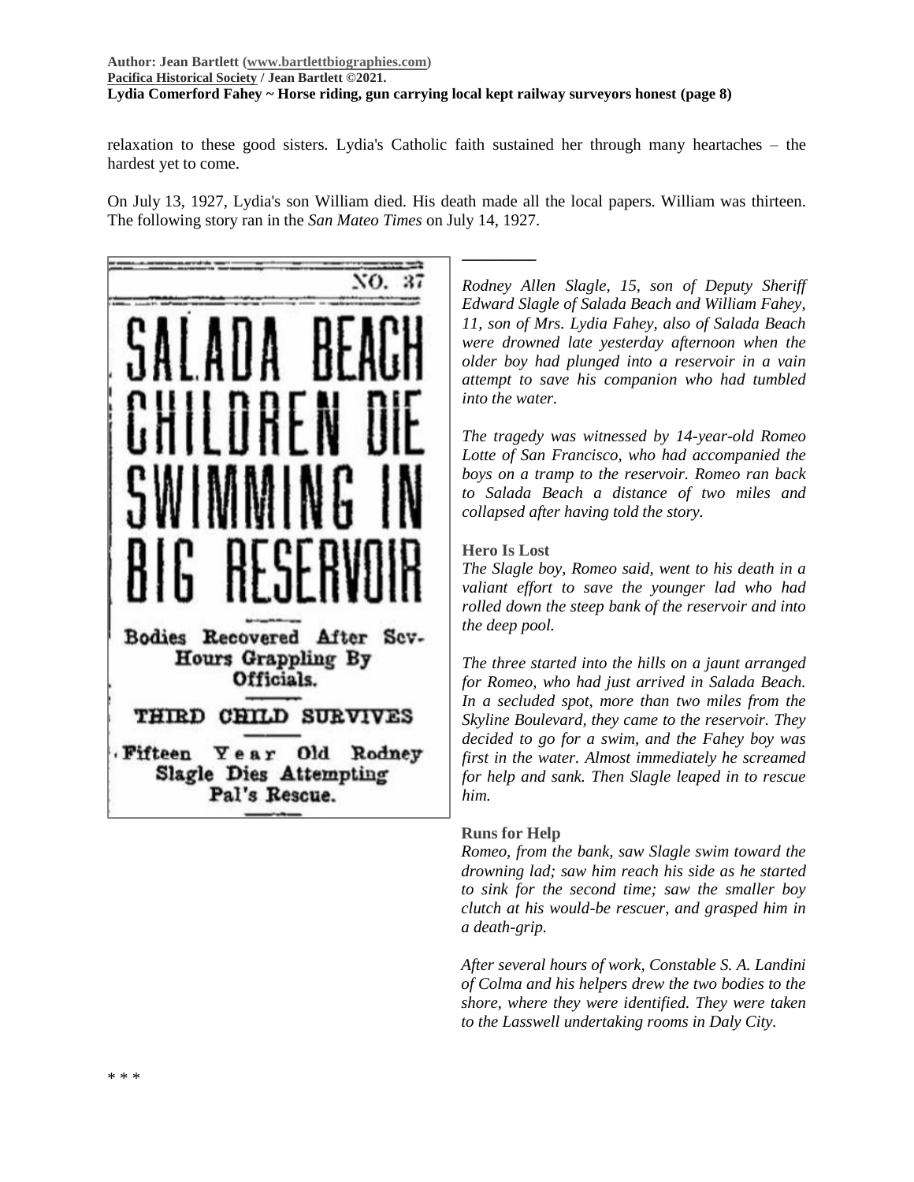relaxation to these good sisters. Lydia's Catholic faith sustained her through many heartaches – the hardest yet to come.

On July 13, 1927, Lydia's son William died. His death made all the local papers. William was thirteen. The following story ran in the *San Mateo Times* on July 14, 1927.

NO. 37

SALADA BEACH CHILDREN DIE SWIMMING IN BIG RESERVOIR

Bodies Recovered After Sev- Hours Grappling By Officials.

THIRD CHILD SURVIVES

Fifteen Year Old Rodney Slagle Dies Attempting Pal's Rescue.

---

*Rodney Allen Slagle, 15, son of Deputy Sheriff Edward Slagle of Salada Beach and William Fahey, 11, son of Mrs. Lydia Fahey, also of Salada Beach were drowned late yesterday afternoon when the older boy had plunged into a reservoir in a vain attempt to save his companion who had tumbled into the water.*

*The tragedy was witnessed by 14-year-old Romeo Lotte of San Francisco, who had accompanied the boys on a tramp to the reservoir. Romeo ran back to Salada Beach a distance of two miles and collapsed after having told the story.*

**Hero Is Lost**

*The Slagle boy, Romeo said, went to his death in a valiant effort to save the younger lad who had rolled down the steep bank of the reservoir and into the deep pool.*

*The three started into the hills on a jaunt arranged for Romeo, who had just arrived in Salada Beach. In a secluded spot, more than two miles from the Skyline Boulevard, they came to the reservoir. They decided to go for a swim, and the Fahey boy was first in the water. Almost immediately he screamed for help and sank. Then Slagle leaped in to rescue him.*

**Runs for Help**

*Romeo, from the bank, saw Slagle swim toward the drowning lad; saw him reach his side as he started to sink for the second time; saw the smaller boy clutch at his would-be rescuer, and grasped him in a death-grip.*

*After several hours of work, Constable S. A. Landini of Colma and his helpers drew the two bodies to the shore, where they were identified. They were taken to the Lasswell undertaking rooms in Daly City.*

\* \* \*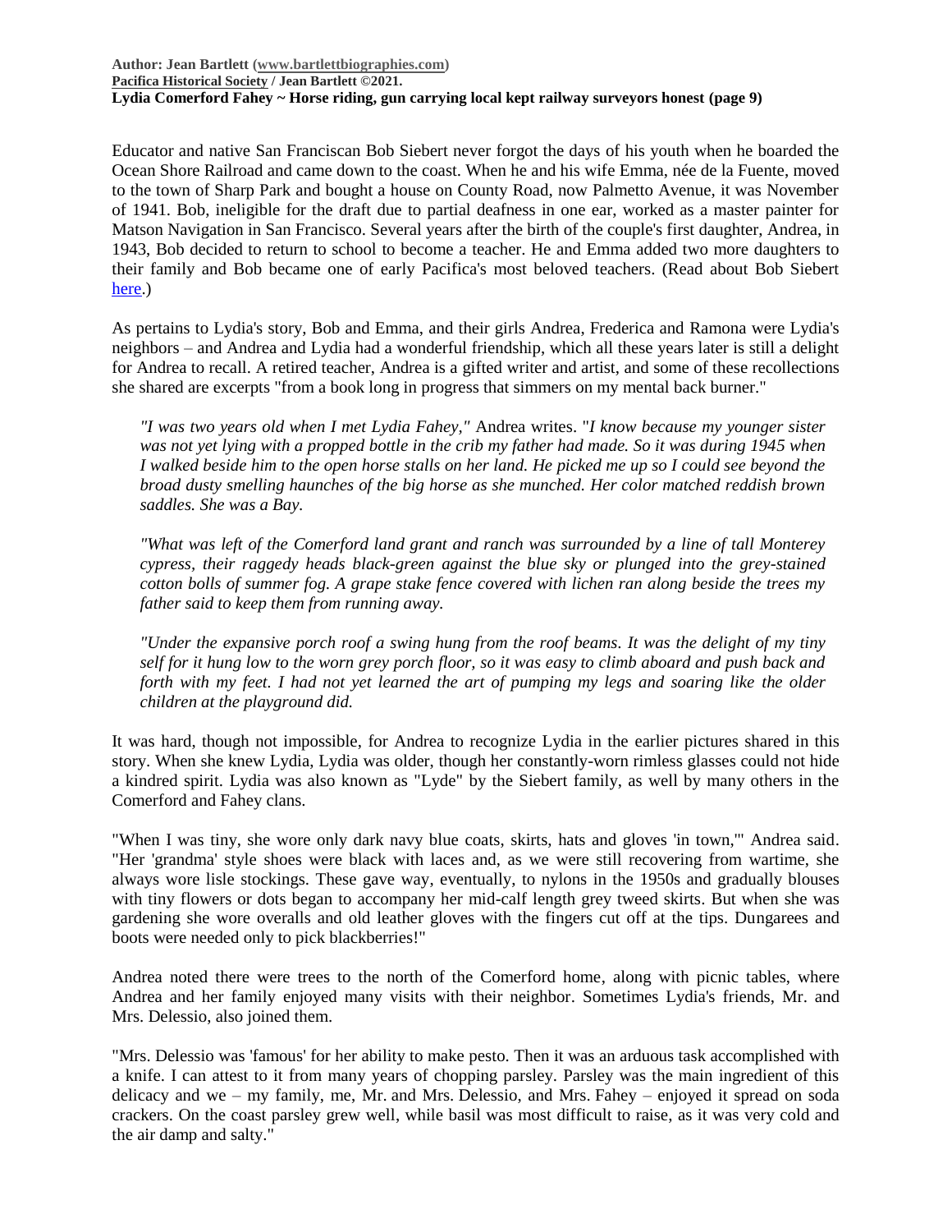Educator and native San Franciscan Bob Siebert never forgot the days of his youth when he boarded the Ocean Shore Railroad and came down to the coast. When he and his wife Emma, née de la Fuente, moved to the town of Sharp Park and bought a house on County Road, now Palmetto Avenue, it was November of 1941. Bob, ineligible for the draft due to partial deafness in one ear, worked as a master painter for Matson Navigation in San Francisco. Several years after the birth of the couple's first daughter, Andrea, in 1943, Bob decided to return to school to become a teacher. He and Emma added two more daughters to their family and Bob became one of early Pacifica's most beloved teachers. (Read about Bob Siebert here.)

As pertains to Lydia's story, Bob and Emma, and their girls Andrea, Frederica and Ramona were Lydia's neighbors – and Andrea and Lydia had a wonderful friendship, which all these years later is still a delight for Andrea to recall. A retired teacher, Andrea is a gifted writer and artist, and some of these recollections she shared are excerpts "from a book long in progress that simmers on my mental back burner."

> *"I was two years old when I met Lydia Fahey,"* Andrea writes. "*I know because my younger sister was not yet lying with a propped bottle in the crib my father had made. So it was during 1945 when I walked beside him to the open horse stalls on her land. He picked me up so I could see beyond the broad dusty smelling haunches of the big horse as she munched. Her color matched reddish brown saddles. She was a Bay.*
>
> *"What was left of the Comerford land grant and ranch was surrounded by a line of tall Monterey cypress, their raggedy heads black-green against the blue sky or plunged into the grey-stained cotton bolls of summer fog. A grape stake fence covered with lichen ran along beside the trees my father said to keep them from running away.*
>
> *"Under the expansive porch roof a swing hung from the roof beams. It was the delight of my tiny self for it hung low to the worn grey porch floor, so it was easy to climb aboard and push back and forth with my feet. I had not yet learned the art of pumping my legs and soaring like the older children at the playground did.*

It was hard, though not impossible, for Andrea to recognize Lydia in the earlier pictures shared in this story. When she knew Lydia, Lydia was older, though her constantly-worn rimless glasses could not hide a kindred spirit. Lydia was also known as "Lyde" by the Siebert family, as well by many others in the Comerford and Fahey clans.

"When I was tiny, she wore only dark navy blue coats, skirts, hats and gloves 'in town,'" Andrea said. "Her 'grandma' style shoes were black with laces and, as we were still recovering from wartime, she always wore lisle stockings. These gave way, eventually, to nylons in the 1950s and gradually blouses with tiny flowers or dots began to accompany her mid-calf length grey tweed skirts. But when she was gardening she wore overalls and old leather gloves with the fingers cut off at the tips. Dungarees and boots were needed only to pick blackberries!"

Andrea noted there were trees to the north of the Comerford home, along with picnic tables, where Andrea and her family enjoyed many visits with their neighbor. Sometimes Lydia's friends, Mr. and Mrs. Delessio, also joined them.

"Mrs. Delessio was 'famous' for her ability to make pesto. Then it was an arduous task accomplished with a knife. I can attest to it from many years of chopping parsley. Parsley was the main ingredient of this delicacy and we – my family, me, Mr. and Mrs. Delessio, and Mrs. Fahey – enjoyed it spread on soda crackers. On the coast parsley grew well, while basil was most difficult to raise, as it was very cold and the air damp and salty."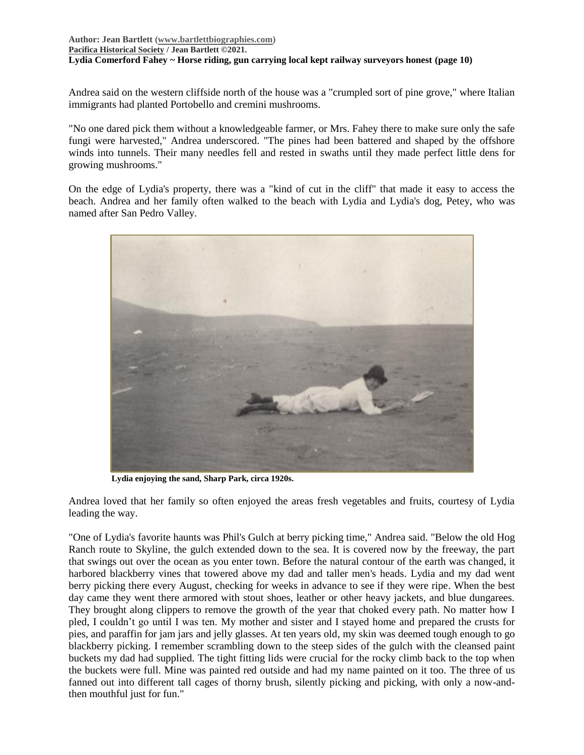Andrea said on the western cliffside north of the house was a "crumpled sort of pine grove," where Italian immigrants had planted Portobello and cremini mushrooms.

"No one dared pick them without a knowledgeable farmer, or Mrs. Fahey there to make sure only the safe fungi were harvested," Andrea underscored. "The pines had been battered and shaped by the offshore winds into tunnels. Their many needles fell and rested in swaths until they made perfect little dens for growing mushrooms."

On the edge of Lydia's property, there was a "kind of cut in the cliff" that made it easy to access the beach. Andrea and her family often walked to the beach with Lydia and Lydia's dog, Petey, who was named after San Pedro Valley.

**Lydia enjoying the sand, Sharp Park, circa 1920s.**

Andrea loved that her family so often enjoyed the areas fresh vegetables and fruits, courtesy of Lydia leading the way.

"One of Lydia's favorite haunts was Phil's Gulch at berry picking time," Andrea said. "Below the old Hog Ranch route to Skyline, the gulch extended down to the sea. It is covered now by the freeway, the part that swings out over the ocean as you enter town. Before the natural contour of the earth was changed, it harbored blackberry vines that towered above my dad and taller men's heads. Lydia and my dad went berry picking there every August, checking for weeks in advance to see if they were ripe. When the best day came they went there armored with stout shoes, leather or other heavy jackets, and blue dungarees. They brought along clippers to remove the growth of the year that choked every path. No matter how I pled, I couldn't go until I was ten. My mother and sister and I stayed home and prepared the crusts for pies, and paraffin for jam jars and jelly glasses. At ten years old, my skin was deemed tough enough to go blackberry picking. I remember scrambling down to the steep sides of the gulch with the cleansed paint buckets my dad had supplied. The tight fitting lids were crucial for the rocky climb back to the top when the buckets were full. Mine was painted red outside and had my name painted on it too. The three of us fanned out into different tall cages of thorny brush, silently picking and picking, with only a now-and-then mouthful just for fun."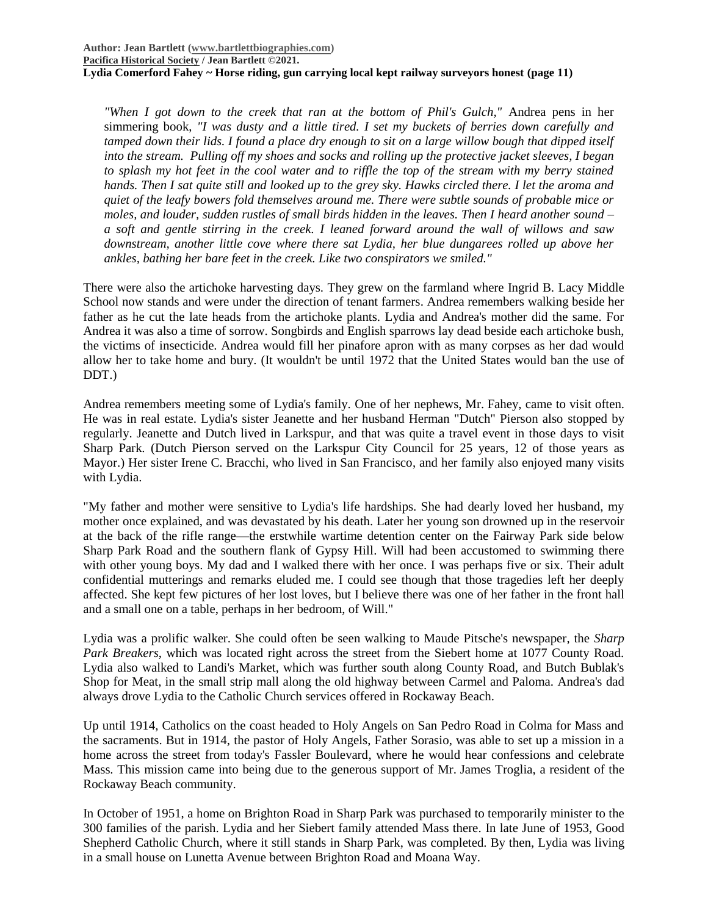*"When I got down to the creek that ran at the bottom of Phil's Gulch,"* Andrea pens in her simmering book, *"I was dusty and a little tired. I set my buckets of berries down carefully and tamped down their lids. I found a place dry enough to sit on a large willow bough that dipped itself into the stream. Pulling off my shoes and socks and rolling up the protective jacket sleeves, I began to splash my hot feet in the cool water and to riffle the top of the stream with my berry stained hands. Then I sat quite still and looked up to the grey sky. Hawks circled there. I let the aroma and quiet of the leafy bowers fold themselves around me. There were subtle sounds of probable mice or moles, and louder, sudden rustles of small birds hidden in the leaves. Then I heard another sound – a soft and gentle stirring in the creek. I leaned forward around the wall of willows and saw downstream, another little cove where there sat Lydia, her blue dungarees rolled up above her ankles, bathing her bare feet in the creek. Like two conspirators we smiled."*

There were also the artichoke harvesting days. They grew on the farmland where Ingrid B. Lacy Middle School now stands and were under the direction of tenant farmers. Andrea remembers walking beside her father as he cut the late heads from the artichoke plants. Lydia and Andrea's mother did the same. For Andrea it was also a time of sorrow. Songbirds and English sparrows lay dead beside each artichoke bush, the victims of insecticide. Andrea would fill her pinafore apron with as many corpses as her dad would allow her to take home and bury. (It wouldn't be until 1972 that the United States would ban the use of DDT.)

Andrea remembers meeting some of Lydia's family. One of her nephews, Mr. Fahey, came to visit often. He was in real estate. Lydia's sister Jeanette and her husband Herman "Dutch" Pierson also stopped by regularly. Jeanette and Dutch lived in Larkspur, and that was quite a travel event in those days to visit Sharp Park. (Dutch Pierson served on the Larkspur City Council for 25 years, 12 of those years as Mayor.) Her sister Irene C. Bracchi, who lived in San Francisco, and her family also enjoyed many visits with Lydia.

"My father and mother were sensitive to Lydia's life hardships. She had dearly loved her husband, my mother once explained, and was devastated by his death. Later her young son drowned up in the reservoir at the back of the rifle range—the erstwhile wartime detention center on the Fairway Park side below Sharp Park Road and the southern flank of Gypsy Hill. Will had been accustomed to swimming there with other young boys. My dad and I walked there with her once. I was perhaps five or six. Their adult confidential mutterings and remarks eluded me. I could see though that those tragedies left her deeply affected. She kept few pictures of her lost loves, but I believe there was one of her father in the front hall and a small one on a table, perhaps in her bedroom, of Will."

Lydia was a prolific walker. She could often be seen walking to Maude Pitsche's newspaper, the *Sharp Park Breakers*, which was located right across the street from the Siebert home at 1077 County Road. Lydia also walked to Landi's Market, which was further south along County Road, and Butch Bublak's Shop for Meat, in the small strip mall along the old highway between Carmel and Paloma. Andrea's dad always drove Lydia to the Catholic Church services offered in Rockaway Beach.

Up until 1914, Catholics on the coast headed to Holy Angels on San Pedro Road in Colma for Mass and the sacraments. But in 1914, the pastor of Holy Angels, Father Sorasio, was able to set up a mission in a home across the street from today's Fassler Boulevard, where he would hear confessions and celebrate Mass. This mission came into being due to the generous support of Mr. James Troglia, a resident of the Rockaway Beach community.

In October of 1951, a home on Brighton Road in Sharp Park was purchased to temporarily minister to the 300 families of the parish. Lydia and her Siebert family attended Mass there. In late June of 1953, Good Shepherd Catholic Church, where it still stands in Sharp Park, was completed. By then, Lydia was living in a small house on Lunetta Avenue between Brighton Road and Moana Way.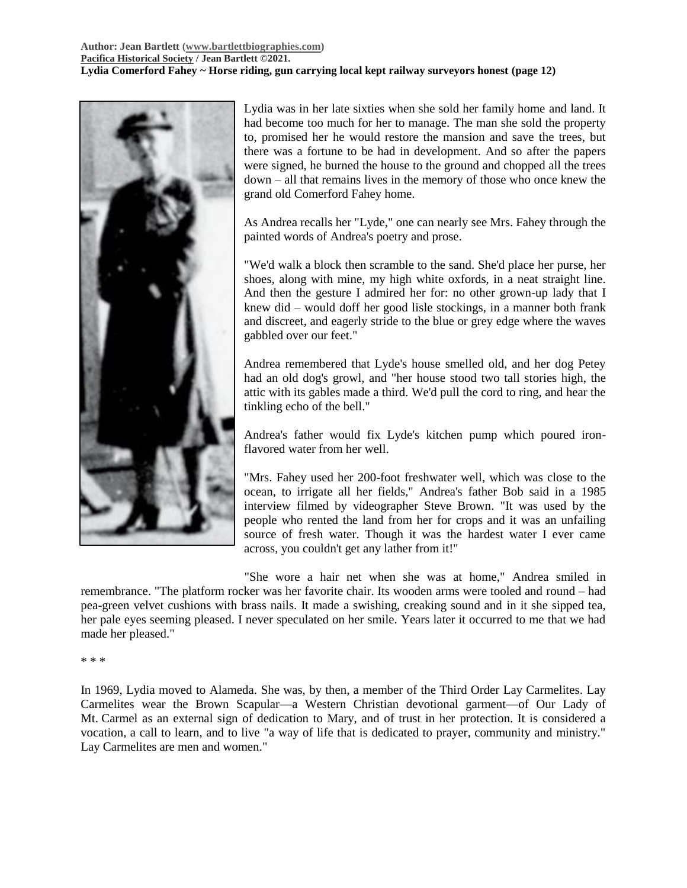Lydia was in her late sixties when she sold her family home and land. It had become too much for her to manage. The man she sold the property to, promised her he would restore the mansion and save the trees, but there was a fortune to be had in development. And so after the papers were signed, he burned the house to the ground and chopped all the trees down – all that remains lives in the memory of those who once knew the grand old Comerford Fahey home.

As Andrea recalls her "Lyde," one can nearly see Mrs. Fahey through the painted words of Andrea's poetry and prose.

"We'd walk a block then scramble to the sand. She'd place her purse, her shoes, along with mine, my high white oxfords, in a neat straight line. And then the gesture I admired her for: no other grown-up lady that I knew did – would doff her good lisle stockings, in a manner both frank and discreet, and eagerly stride to the blue or grey edge where the waves gabbled over our feet."

Andrea remembered that Lyde's house smelled old, and her dog Petey had an old dog's growl, and "her house stood two tall stories high, the attic with its gables made a third. We'd pull the cord to ring, and hear the tinkling echo of the bell."

Andrea's father would fix Lyde's kitchen pump which poured iron-flavored water from her well.

"Mrs. Fahey used her 200-foot freshwater well, which was close to the ocean, to irrigate all her fields," Andrea's father Bob said in a 1985 interview filmed by videographer Steve Brown. "It was used by the people who rented the land from her for crops and it was an unfailing source of fresh water. Though it was the hardest water I ever came across, you couldn't get any lather from it!"

"She wore a hair net when she was at home," Andrea smiled in remembrance. "The platform rocker was her favorite chair. Its wooden arms were tooled and round – had pea-green velvet cushions with brass nails. It made a swishing, creaking sound and in it she sipped tea, her pale eyes seeming pleased. I never speculated on her smile. Years later it occurred to me that we had made her pleased."

* * *

In 1969, Lydia moved to Alameda. She was, by then, a member of the Third Order Lay Carmelites. Lay Carmelites wear the Brown Scapular—a Western Christian devotional garment—of Our Lady of Mt. Carmel as an external sign of dedication to Mary, and of trust in her protection. It is considered a vocation, a call to learn, and to live "a way of life that is dedicated to prayer, community and ministry." Lay Carmelites are men and women."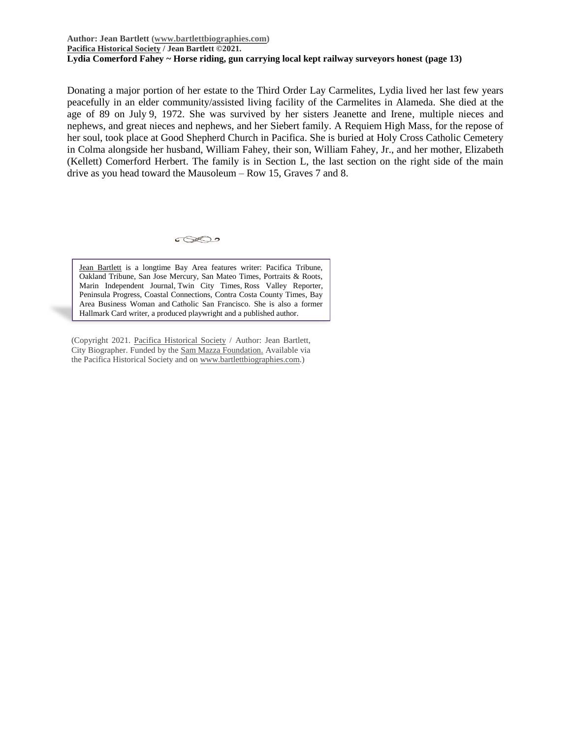Donating a major portion of her estate to the Third Order Lay Carmelites, Lydia lived her last few years peacefully in an elder community/assisted living facility of the Carmelites in Alameda. She died at the age of 89 on July 9, 1972. She was survived by her sisters Jeanette and Irene, multiple nieces and nephews, and great nieces and nephews, and her Siebert family. A Requiem High Mass, for the repose of her soul, took place at Good Shepherd Church in Pacifica. She is buried at Holy Cross Catholic Cemetery in Colma alongside her husband, William Fahey, their son, William Fahey, Jr., and her mother, Elizabeth (Kellett) Comerford Herbert. The family is in Section L, the last section on the right side of the main drive as you head toward the Mausoleum – Row 15, Graves 7 and 8.

Jean Bartlett is a longtime Bay Area features writer: Pacifica Tribune, Oakland Tribune, San Jose Mercury, San Mateo Times, Portraits & Roots, Marin Independent Journal, Twin City Times, Ross Valley Reporter, Peninsula Progress, Coastal Connections, Contra Costa County Times, Bay Area Business Woman and Catholic San Francisco. She is also a former Hallmark Card writer, a produced playwright and a published author.

(Copyright 2021. Pacifica Historical Society / Author: Jean Bartlett, City Biographer. Funded by the Sam Mazza Foundation. Available via the Pacifica Historical Society and on www.bartlettbiographies.com.)